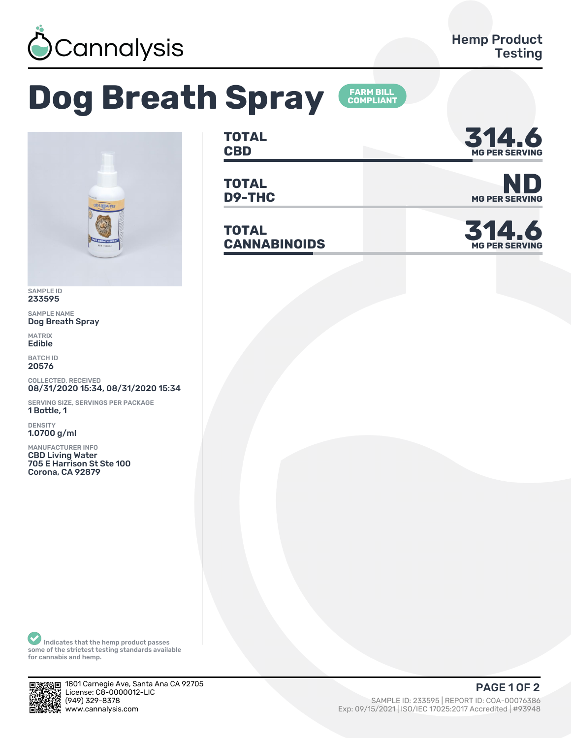Cannalysis

Hemp Product Testing

# Dog Breath Spray

FARM BILL COMPLIANT

| | |
|---|---|
| TOTAL CBD | 314.6 MG PER SERVING |
| TOTAL D9-THC | ND MG PER SERVING |
| TOTAL CANNABINOIDS | 314.6 MG PER SERVING |

SAMPLE ID
233595

SAMPLE NAME
Dog Breath Spray

MATRIX
Edible

BATCH ID
20576

COLLECTED, RECEIVED
08/31/2020 15:34, 08/31/2020 15:34

SERVING SIZE, SERVINGS PER PACKAGE
1 Bottle, 1

DENSITY
1.0700 g/ml

MANUFACTURER INFO
CBD Living Water
705 E Harrison St Ste 100
Corona, CA 92879

Indicates that the hemp product passes some of the strictest testing standards available for cannabis and hemp.

1801 Carnegie Ave, Santa Ana CA 92705
License: C8-0000012-LIC
(949) 329-8378
www.cannalysis.com

SAMPLE ID: 233595 | REPORT ID: COA-00076386
Exp: 09/15/2021 | ISO/IEC 17025:2017 Accredited | #93948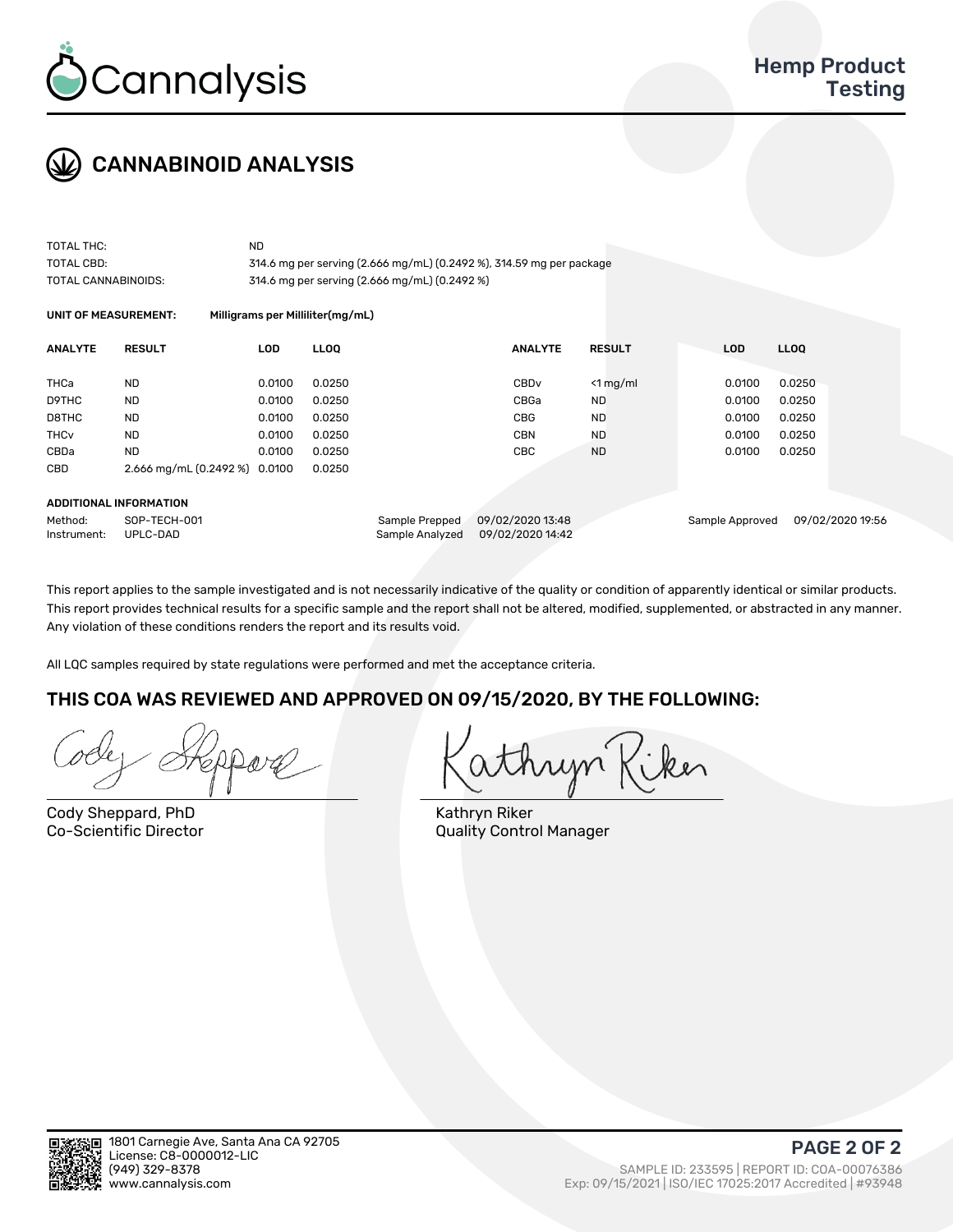Cannalysis

Hemp Product Testing

## CANNABINOID ANALYSIS

| | |
|---|---|
| TOTAL THC: | ND |
| TOTAL CBD: | 314.6 mg per serving (2.666 mg/mL) (0.2492 %), 314.59 mg per package |
| TOTAL CANNABINOIDS: | 314.6 mg per serving (2.666 mg/mL) (0.2492 %) |

**UNIT OF MEASUREMENT:** Milligrams per Milliliter(mg/mL)

| ANALYTE | RESULT | LOD | LLOQ | ANALYTE | RESULT | LOD | LLOQ |
|---|---|---|---|---|---|---|---|
| THCa | ND | 0.0100 | 0.0250 | CBDv | <1 mg/ml | 0.0100 | 0.0250 |
| D9THC | ND | 0.0100 | 0.0250 | CBGa | ND | 0.0100 | 0.0250 |
| D8THC | ND | 0.0100 | 0.0250 | CBG | ND | 0.0100 | 0.0250 |
| THCv | ND | 0.0100 | 0.0250 | CBN | ND | 0.0100 | 0.0250 |
| CBDa | ND | 0.0100 | 0.0250 | CBC | ND | 0.0100 | 0.0250 |
| CBD | 2.666 mg/mL (0.2492 %) | 0.0100 | 0.0250 | | | | |

**ADDITIONAL INFORMATION**

| | | | | | |
|---|---|---|---|---|---|
| Method: | SOP-TECH-001 | Sample Prepped | 09/02/2020 13:48 | Sample Approved | 09/02/2020 19:56 |
| Instrument: | UPLC-DAD | Sample Analyzed | 09/02/2020 14:42 | | |

This report applies to the sample investigated and is not necessarily indicative of the quality or condition of apparently identical or similar products. This report provides technical results for a specific sample and the report shall not be altered, modified, supplemented, or abstracted in any manner. Any violation of these conditions renders the report and its results void.

All LQC samples required by state regulations were performed and met the acceptance criteria.

### THIS COA WAS REVIEWED AND APPROVED ON 09/15/2020, BY THE FOLLOWING:

Cody Sheppard, PhD
Co-Scientific Director

Kathryn Riker
Quality Control Manager

1801 Carnegie Ave, Santa Ana CA 92705
License: C8-0000012-LIC
(949) 329-8378
www.cannalysis.com

SAMPLE ID: 233595 | REPORT ID: COA-00076386
Exp: 09/15/2021 | ISO/IEC 17025:2017 Accredited | #93948